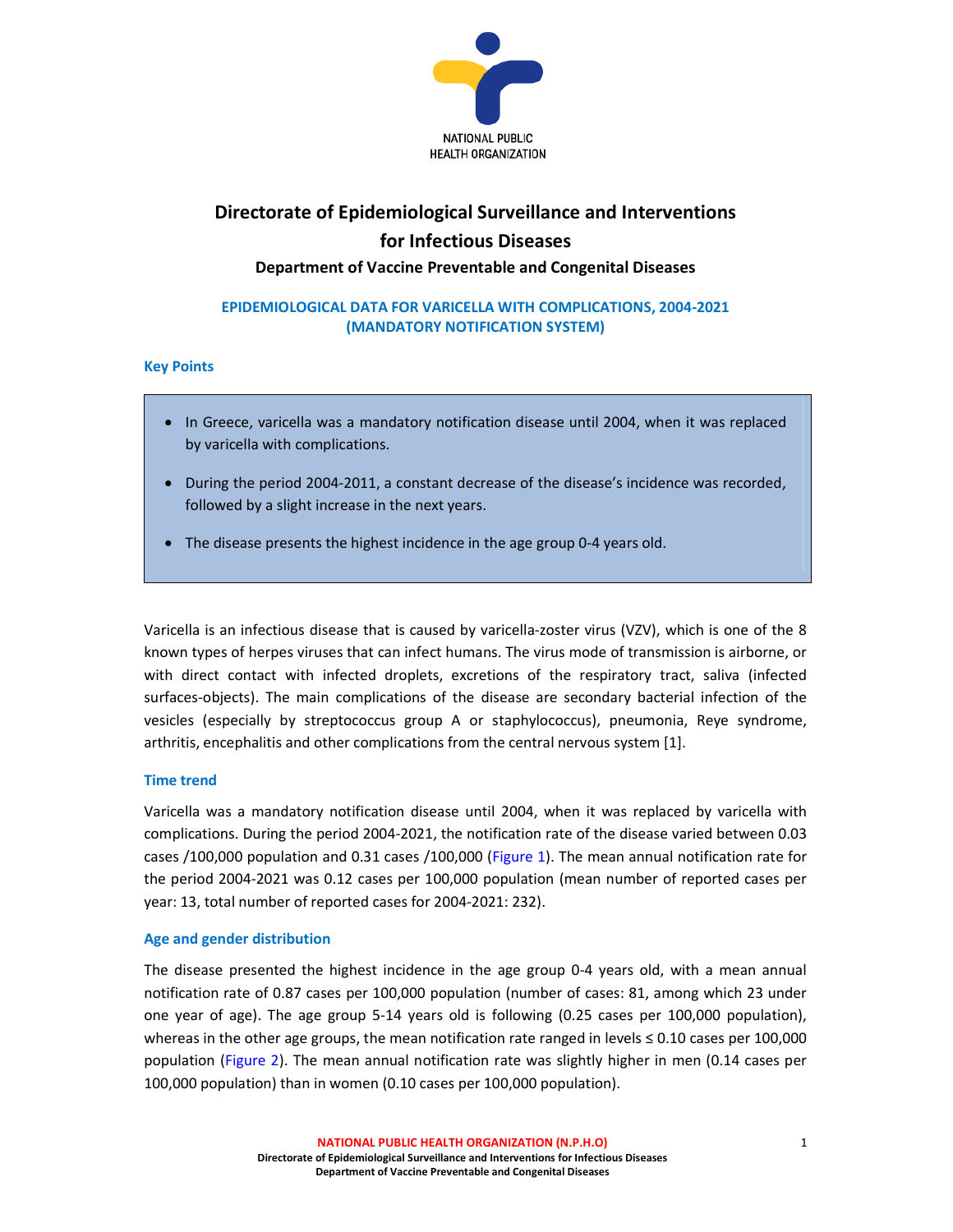NATIONAL PUBLIC HEALTH ORGANIZATION

# Directorate of Epidemiological Surveillance and Interventions for Infectious Diseases

### Department of Vaccine Preventable and Congenital Diseases

## EPIDEMIOLOGICAL DATA FOR VARICELLA WITH COMPLICATIONS, 2004-2021 (MANDATORY NOTIFICATION SYSTEM)

### Key Points

- In Greece, varicella was a mandatory notification disease until 2004, when it was replaced by varicella with complications.
- During the period 2004-2011, a constant decrease of the disease's incidence was recorded, followed by a slight increase in the next years.
- The disease presents the highest incidence in the age group 0-4 years old.

Varicella is an infectious disease that is caused by varicella-zoster virus (VZV), which is one of the 8 known types of herpes viruses that can infect humans. The virus mode of transmission is airborne, or with direct contact with infected droplets, excretions of the respiratory tract, saliva (infected surfaces-objects). The main complications of the disease are secondary bacterial infection of the vesicles (especially by streptococcus group A or staphylococcus), pneumonia, Reye syndrome, arthritis, encephalitis and other complications from the central nervous system [1].

### Time trend

Varicella was a mandatory notification disease until 2004, when it was replaced by varicella with complications. During the period 2004-2021, the notification rate of the disease varied between 0.03 cases /100,000 population and 0.31 cases /100,000 (Figure 1). The mean annual notification rate for the period 2004-2021 was 0.12 cases per 100,000 population (mean number of reported cases per year: 13, total number of reported cases for 2004-2021: 232).

### Age and gender distribution

The disease presented the highest incidence in the age group 0-4 years old, with a mean annual notification rate of 0.87 cases per 100,000 population (number of cases: 81, among which 23 under one year of age). The age group 5-14 years old is following (0.25 cases per 100,000 population), whereas in the other age groups, the mean notification rate ranged in levels ≤ 0.10 cases per 100,000 population (Figure 2). The mean annual notification rate was slightly higher in men (0.14 cases per 100,000 population) than in women (0.10 cases per 100,000 population).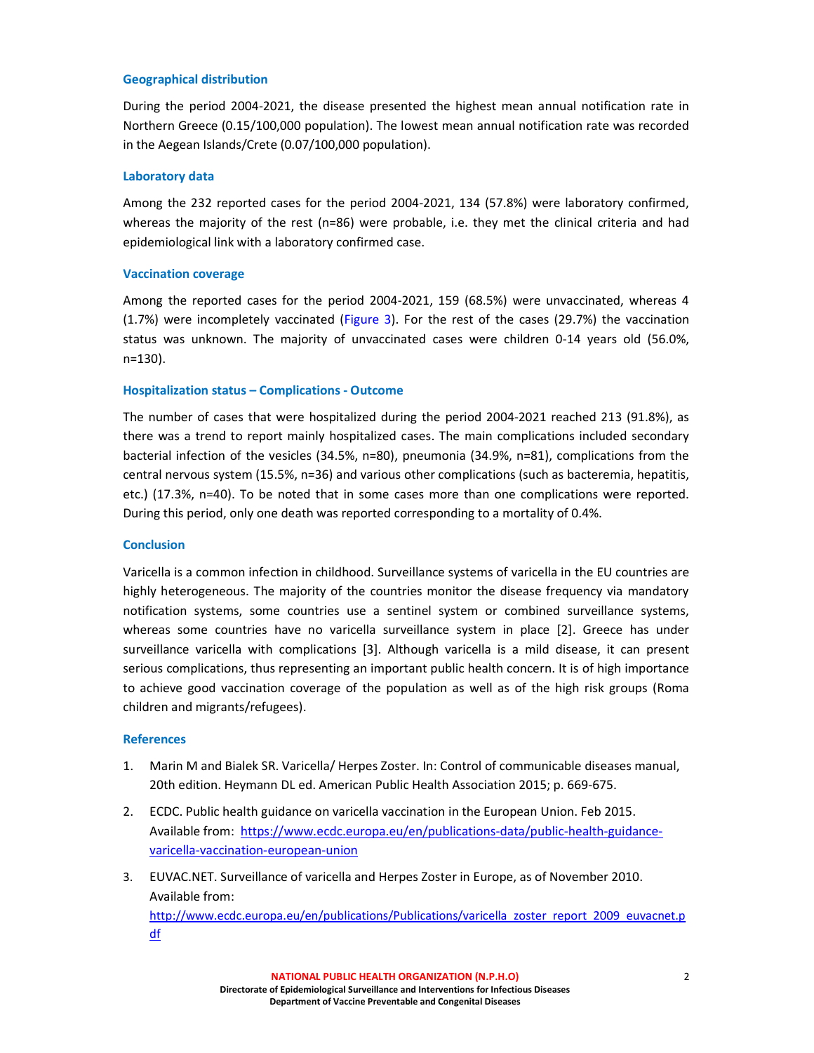### Geographical distribution

During the period 2004-2021, the disease presented the highest mean annual notification rate in Northern Greece (0.15/100,000 population). The lowest mean annual notification rate was recorded in the Aegean Islands/Crete (0.07/100,000 population).

### Laboratory data

Among the 232 reported cases for the period 2004-2021, 134 (57.8%) were laboratory confirmed, whereas the majority of the rest (n=86) were probable, i.e. they met the clinical criteria and had epidemiological link with a laboratory confirmed case.

### Vaccination coverage

Among the reported cases for the period 2004-2021, 159 (68.5%) were unvaccinated, whereas 4 (1.7%) were incompletely vaccinated (Figure 3). For the rest of the cases (29.7%) the vaccination status was unknown. The majority of unvaccinated cases were children 0-14 years old (56.0%, n=130).

### Hospitalization status – Complications - Outcome

The number of cases that were hospitalized during the period 2004-2021 reached 213 (91.8%), as there was a trend to report mainly hospitalized cases. The main complications included secondary bacterial infection of the vesicles (34.5%, n=80), pneumonia (34.9%, n=81), complications from the central nervous system (15.5%, n=36) and various other complications (such as bacteremia, hepatitis, etc.) (17.3%, n=40). To be noted that in some cases more than one complications were reported. During this period, only one death was reported corresponding to a mortality of 0.4%.

### Conclusion

Varicella is a common infection in childhood. Surveillance systems of varicella in the EU countries are highly heterogeneous. The majority of the countries monitor the disease frequency via mandatory notification systems, some countries use a sentinel system or combined surveillance systems, whereas some countries have no varicella surveillance system in place [2]. Greece has under surveillance varicella with complications [3]. Although varicella is a mild disease, it can present serious complications, thus representing an important public health concern. It is of high importance to achieve good vaccination coverage of the population as well as of the high risk groups (Roma children and migrants/refugees).

### References

1. Marin M and Bialek SR. Varicella/ Herpes Zoster. In: Control of communicable diseases manual, 20th edition. Heymann DL ed. American Public Health Association 2015; p. 669-675.
2. ECDC. Public health guidance on varicella vaccination in the European Union. Feb 2015. Available from: https://www.ecdc.europa.eu/en/publications-data/public-health-guidance-varicella-vaccination-european-union
3. EUVAC.NET. Surveillance of varicella and Herpes Zoster in Europe, as of November 2010. Available from: http://www.ecdc.europa.eu/en/publications/Publications/varicella_zoster_report_2009_euvacnet.pdf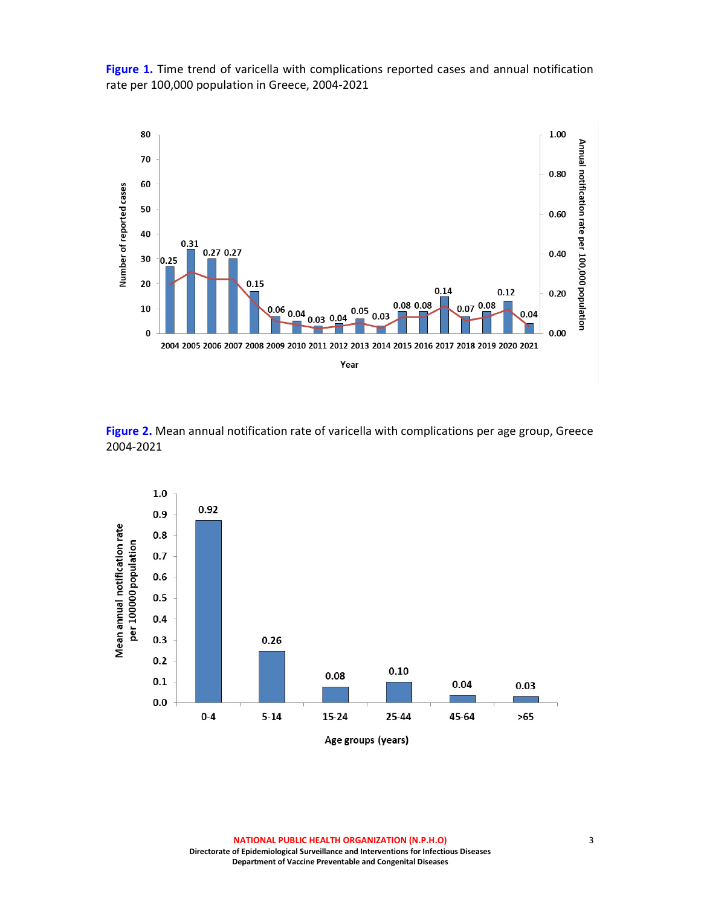**Figure 1.** Time trend of varicella with complications reported cases and annual notification rate per 100,000 population in Greece, 2004-2021

Number of reported cases

80
70
60
50
40
30
20
10
0

Annual notification rate per 100,000 population

1.00
0.80
0.60
0.40
0.20
0.00

0.25 0.31 0.27 0.27 0.15 0.06 0.04 0.03 0.04 0.05 0.03 0.08 0.08 0.14 0.07 0.08 0.12 0.04

2004 2005 2006 2007 2008 2009 2010 2011 2012 2013 2014 2015 2016 2017 2018 2019 2020 2021

Year

**Figure 2.** Mean annual notification rate of varicella with complications per age group, Greece 2004-2021

Mean annual notification rate per 100000 population

1.0
0.9
0.8
0.7
0.6
0.5
0.4
0.3
0.2
0.1
0.0

0.92 0.26 0.08 0.10 0.04 0.03

0-4 5-14 15-24 25-44 45-64 >65

Age groups (years)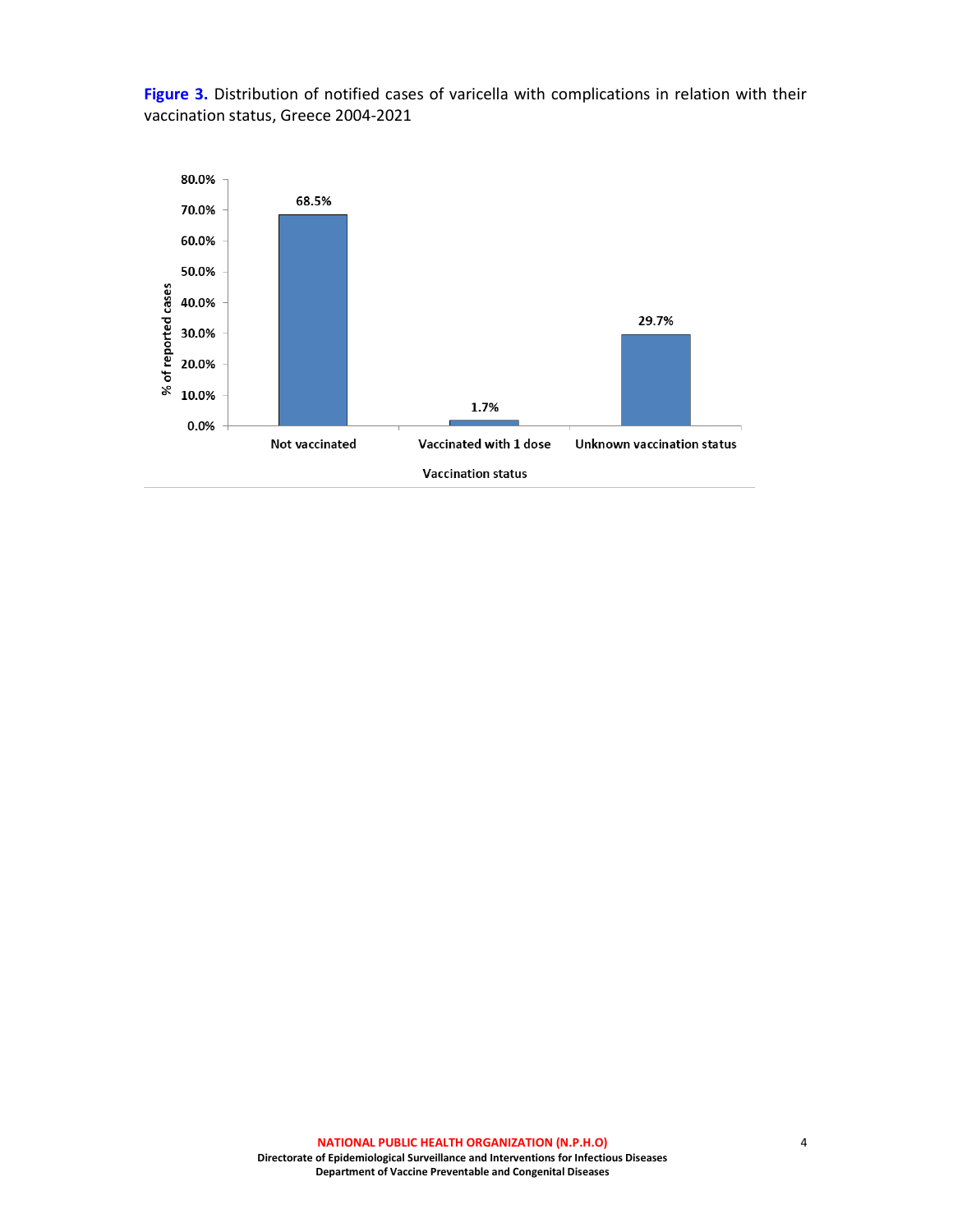**Figure 3.** Distribution of notified cases of varicella with complications in relation with their vaccination status, Greece 2004-2021

80.0%
70.0%
60.0%
50.0%
40.0%
30.0%
20.0%
10.0%
0.0%

% of reported cases

68.5%
1.7%
29.7%

Not vaccinated
Vaccinated with 1 dose
Unknown vaccination status

Vaccination status